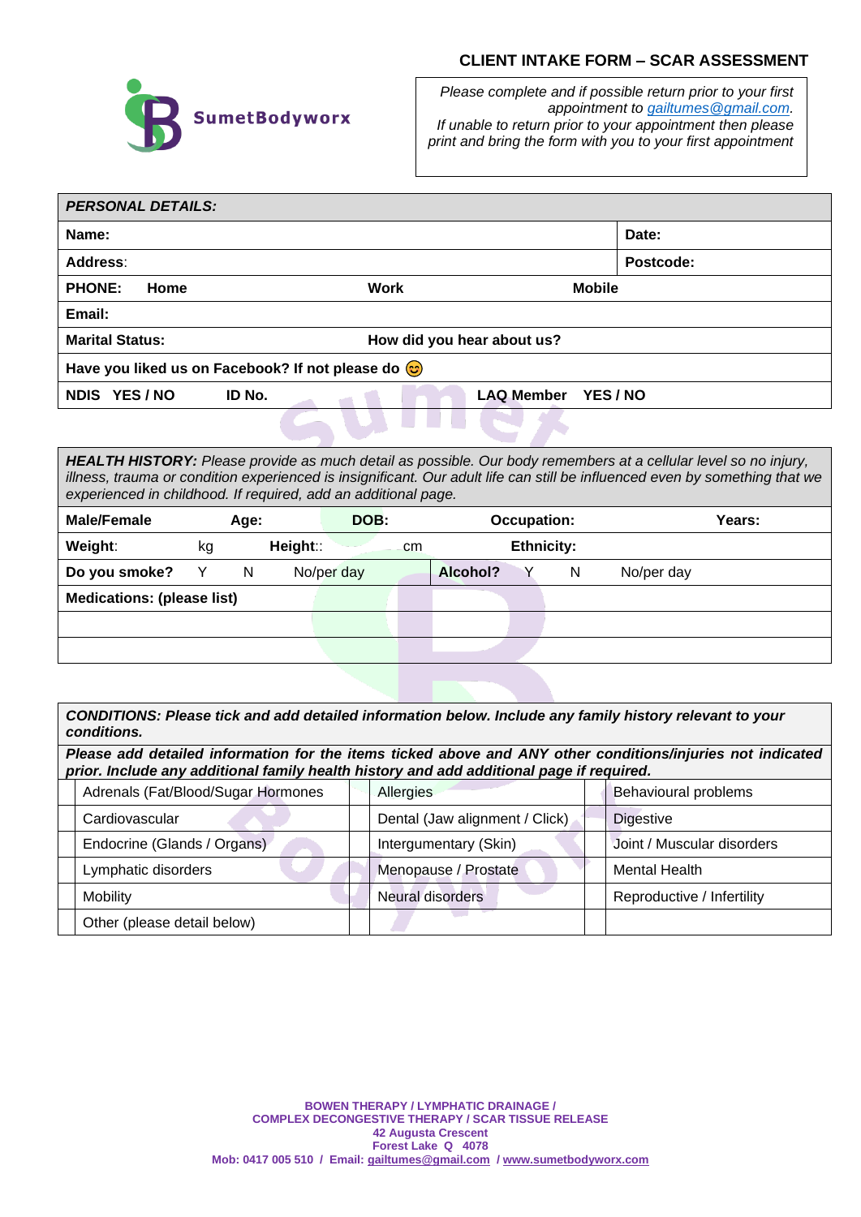SumetBodyworx

# CLIENT INTAKE FORM – SCAR ASSESSMENT

*Please complete and if possible return prior to your first appointment to gailtumes@gmail.com.*
*If unable to return prior to your appointment then please print and bring the form with you to your first appointment*

| ***PERSONAL DETAILS:*** | | | |
|---|---|---|---|
| **Name:** | | | **Date:** |
| **Address**: | | | **Postcode:** |
| **PHONE: Home** | **Work** | **Mobile** | |
| **Email:** | | | |
| **Marital Status:** | **How did you hear about us?** | | |
| **Have you liked us on Facebook? If not please do** 😊 | | | |
| **NDIS YES / NO** | **ID No.** | **LAQ Member YES / NO** | |

| ***HEALTH HISTORY:*** *Please provide as much detail as possible. Our body remembers at a cellular level so no injury, illness, trauma or condition experienced is insignificant. Our adult life can still be influenced even by something that we experienced in childhood. If required, add an additional page.* | | | | | | | | | |
|---|---|---|---|---|---|---|---|---|---|
| **Male/Female** | | **Age:** | | **DOB:** | | **Occupation:** | | | **Years:** |
| **Weight**: | kg | **Height**:: | | cm | | **Ethnicity:** | | | |
| **Do you smoke?** | Y | N | No/per day | | **Alcohol?** | Y | N | No/per day | |
| **Medications: (please list)** | | | | | | | | | |
| | | | | | | | | | |
| | | | | | | | | | |

| ***CONDITIONS: Please tick and add detailed information below. Include any family history relevant to your conditions.*** | | | | | |
|---|---|---|---|---|---|
| ***Please add detailed information for the items ticked above and ANY other conditions/injuries not indicated prior. Include any additional family health history and add additional page if required.*** | | | | | |
| | Adrenals (Fat/Blood/Sugar Hormones | | Allergies | | Behavioural problems |
| | Cardiovascular | | Dental (Jaw alignment / Click) | | Digestive |
| | Endocrine (Glands / Organs) | | Intergumentary (Skin) | | Joint / Muscular disorders |
| | Lymphatic disorders | | Menopause / Prostate | | Mental Health |
| | Mobility | | Neural disorders | | Reproductive / Infertility |
| | Other (please detail below) | | | | |

**BOWEN THERAPY / LYMPHATIC DRAINAGE /**
**COMPLEX DECONGESTIVE THERAPY / SCAR TISSUE RELEASE**
**42 Augusta Crescent**
**Forest Lake Q 4078**
**Mob: 0417 005 510 / Email: gailtumes@gmail.com / www.sumetbodyworx.com**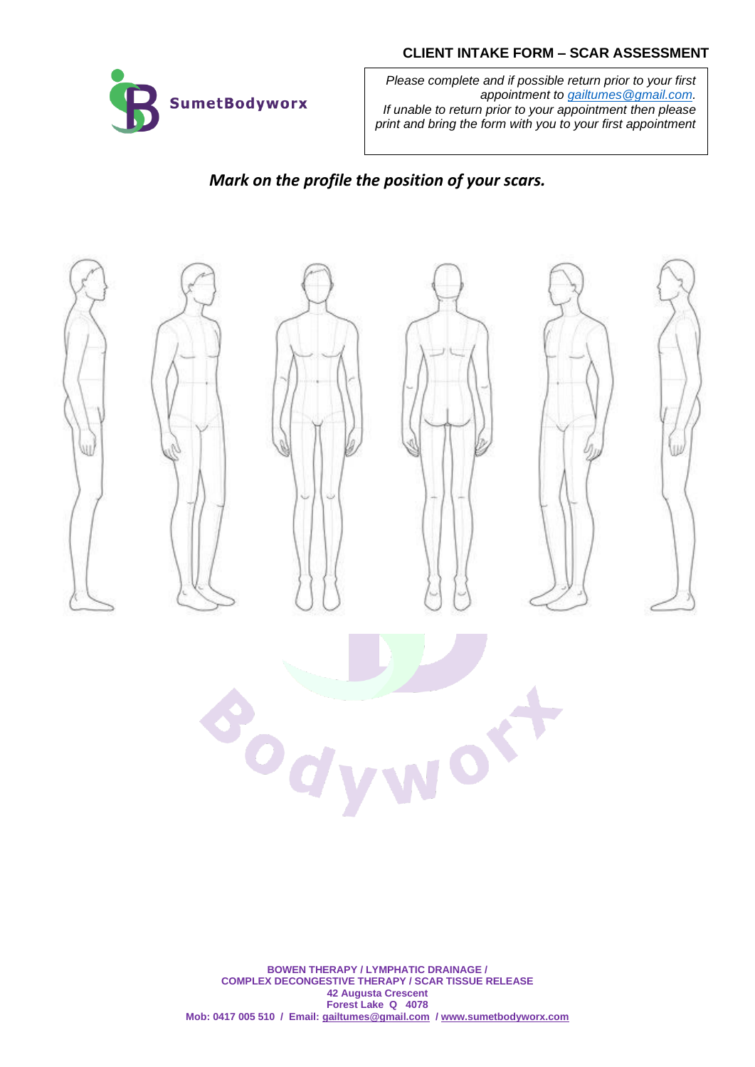## CLIENT INTAKE FORM – SCAR ASSESSMENT

SumetBodyworx

*Please complete and if possible return prior to your first appointment to [gailtumes@gmail.com](mailto:gailtumes@gmail.com).*
*If unable to return prior to your appointment then please print and bring the form with you to your first appointment*

### *Mark on the profile the position of your scars.*

**BOWEN THERAPY / LYMPHATIC DRAINAGE /**
**COMPLEX DECONGESTIVE THERAPY / SCAR TISSUE RELEASE**
**42 Augusta Crescent**
**Forest Lake Q 4078**
**Mob: 0417 005 510 / Email: gailtumes@gmail.com / www.sumetbodyworx.com**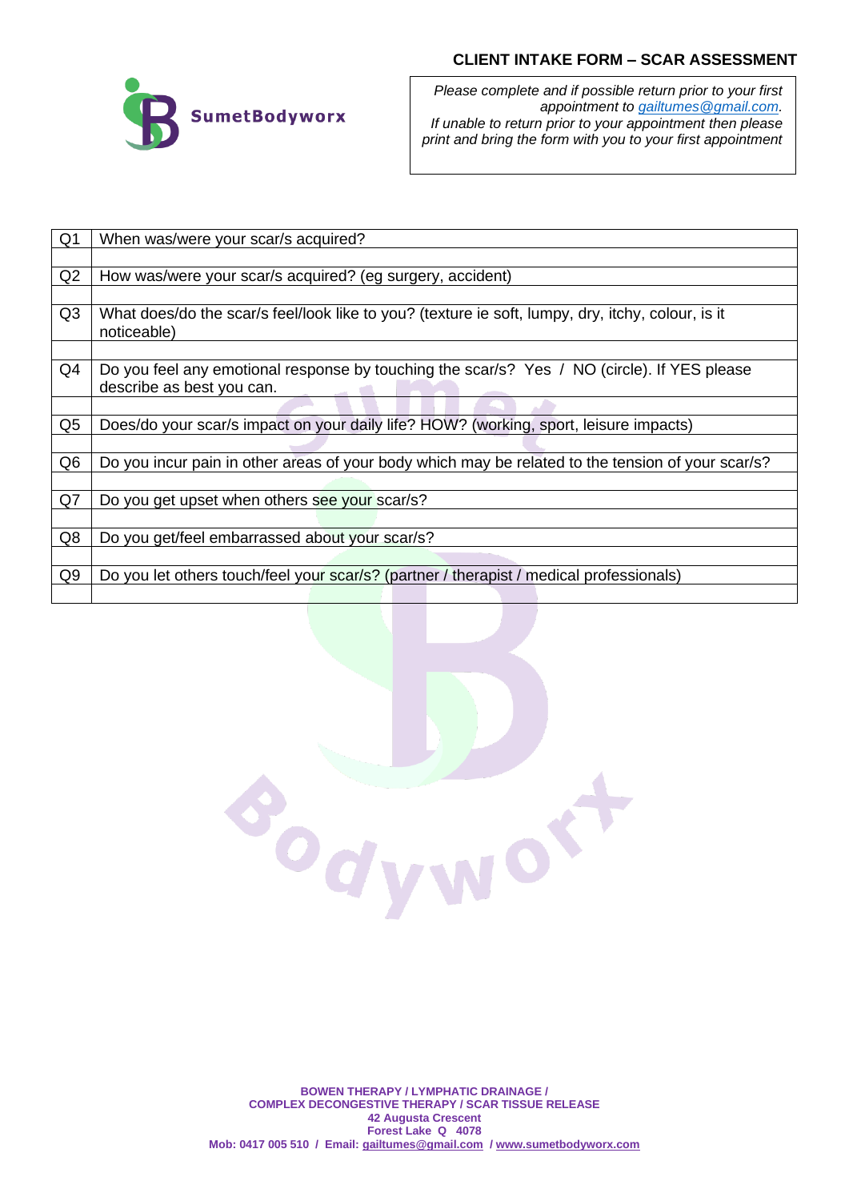## CLIENT INTAKE FORM – SCAR ASSESSMENT

SumetBodyworx

*Please complete and if possible return prior to your first appointment to gailtumes@gmail.com. If unable to return prior to your appointment then please print and bring the form with you to your first appointment*

| | |
|---|---|
| Q1 | When was/were your scar/s acquired? |
| | |
| Q2 | How was/were your scar/s acquired? (eg surgery, accident) |
| | |
| Q3 | What does/do the scar/s feel/look like to you? (texture ie soft, lumpy, dry, itchy, colour, is it noticeable) |
| | |
| Q4 | Do you feel any emotional response by touching the scar/s? Yes / NO (circle). If YES please describe as best you can. |
| | |
| Q5 | Does/do your scar/s impact on your daily life? HOW? (working, sport, leisure impacts) |
| | |
| Q6 | Do you incur pain in other areas of your body which may be related to the tension of your scar/s? |
| | |
| Q7 | Do you get upset when others see your scar/s? |
| | |
| Q8 | Do you get/feel embarrassed about your scar/s? |
| | |
| Q9 | Do you let others touch/feel your scar/s? (partner / therapist / medical professionals) |
| | |

**BOWEN THERAPY / LYMPHATIC DRAINAGE / COMPLEX DECONGESTIVE THERAPY / SCAR TISSUE RELEASE**
**42 Augusta Crescent**
**Forest Lake Q 4078**
**Mob: 0417 005 510 / Email: gailtumes@gmail.com / www.sumetbodyworx.com**